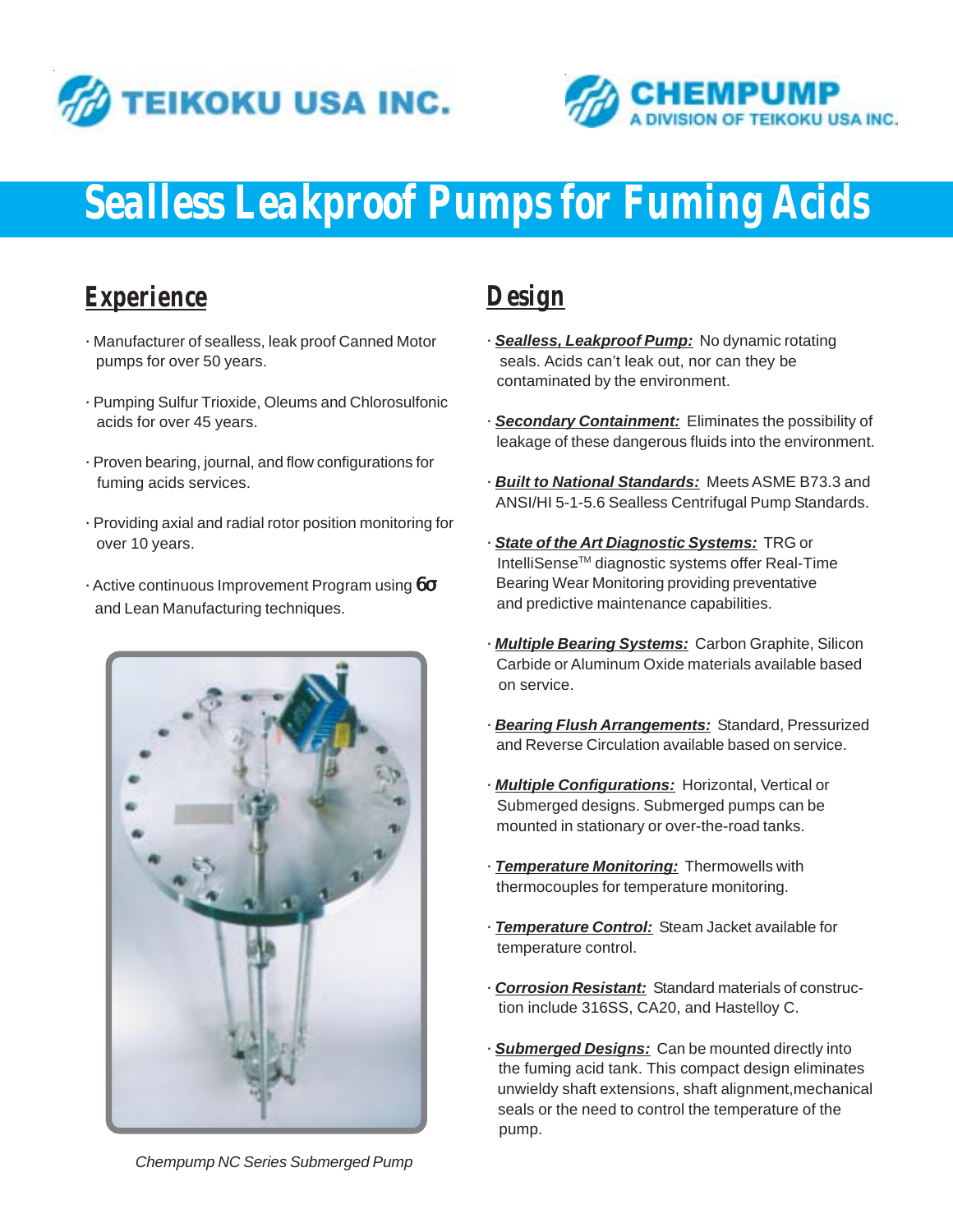TEIKOKU USA INC.

CHEMPUMP
A DIVISION OF TEIKOKU USA INC.

# Sealless Leakproof Pumps for Fuming Acids

## Experience

- Manufacturer of sealless, leak proof Canned Motor pumps for over 50 years.
- Pumping Sulfur Trioxide, Oleums and Chlorosulfonic acids for over 45 years.
- Proven bearing, journal, and flow configurations for fuming acids services.
- Providing axial and radial rotor position monitoring for over 10 years.
- Active continuous Improvement Program using $6\sigma$ and Lean Manufacturing techniques.

Chempump NC Series Submerged Pump

## Design

- ***Sealless, Leakproof Pump:*** No dynamic rotating seals. Acids can't leak out, nor can they be contaminated by the environment.
- ***Secondary Containment:*** Eliminates the possibility of leakage of these dangerous fluids into the environment.
- ***Built to National Standards:*** Meets ASME B73.3 and ANSI/HI 5-1-5.6 Sealless Centrifugal Pump Standards.
- ***State of the Art Diagnostic Systems:*** TRG or IntelliSense™ diagnostic systems offer Real-Time Bearing Wear Monitoring providing preventative and predictive maintenance capabilities.
- ***Multiple Bearing Systems:*** Carbon Graphite, Silicon Carbide or Aluminum Oxide materials available based on service.
- ***Bearing Flush Arrangements:*** Standard, Pressurized and Reverse Circulation available based on service.
- ***Multiple Configurations:*** Horizontal, Vertical or Submerged designs. Submerged pumps can be mounted in stationary or over-the-road tanks.
- ***Temperature Monitoring:*** Thermowells with thermocouples for temperature monitoring.
- ***Temperature Control:*** Steam Jacket available for temperature control.
- ***Corrosion Resistant:*** Standard materials of construction include 316SS, CA20, and Hastelloy C.
- ***Submerged Designs:*** Can be mounted directly into the fuming acid tank. This compact design eliminates unwieldy shaft extensions, shaft alignment, mechanical seals or the need to control the temperature of the pump.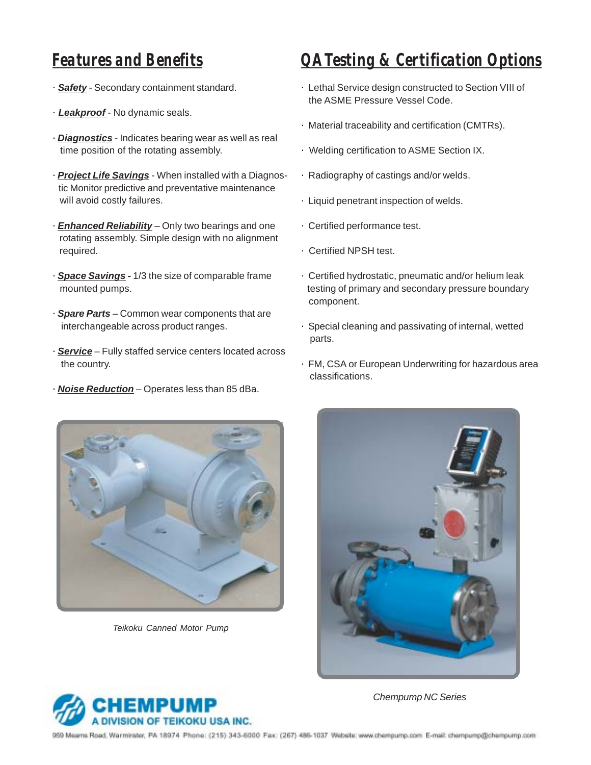## Features and Benefits

- ***Safety*** - Secondary containment standard.
- ***Leakproof*** - No dynamic seals.
- ***Diagnostics*** - Indicates bearing wear as well as real time position of the rotating assembly.
- ***Project Life Savings*** - When installed with a Diagnostic Monitor predictive and preventative maintenance will avoid costly failures.
- ***Enhanced Reliability*** – Only two bearings and one rotating assembly. Simple design with no alignment required.
- ***Space Savings*** **-** 1/3 the size of comparable frame mounted pumps.
- ***Spare Parts*** – Common wear components that are interchangeable across product ranges.
- ***Service*** – Fully staffed service centers located across the country.
- ***Noise Reduction*** – Operates less than 85 dBa.

## QA Testing & Certification Options

- Lethal Service design constructed to Section VIII of the ASME Pressure Vessel Code.
- Material traceability and certification (CMTRs).
- Welding certification to ASME Section IX.
- Radiography of castings and/or welds.
- Liquid penetrant inspection of welds.
- Certified performance test.
- Certified NPSH test.
- Certified hydrostatic, pneumatic and/or helium leak testing of primary and secondary pressure boundary component.
- Special cleaning and passivating of internal, wetted parts.
- FM, CSA or European Underwriting for hazardous area classifications.

*Teikoku Canned Motor Pump*

*Chempump NC Series*

**CHEMPUMP**
**A DIVISION OF TEIKOKU USA INC.**

959 Mearns Road, Warminster, PA 18974 Phone: (215) 343-6000 Fax: (267) 486-1037 Website: www.chempump.com E-mail: chempump@chempump.com